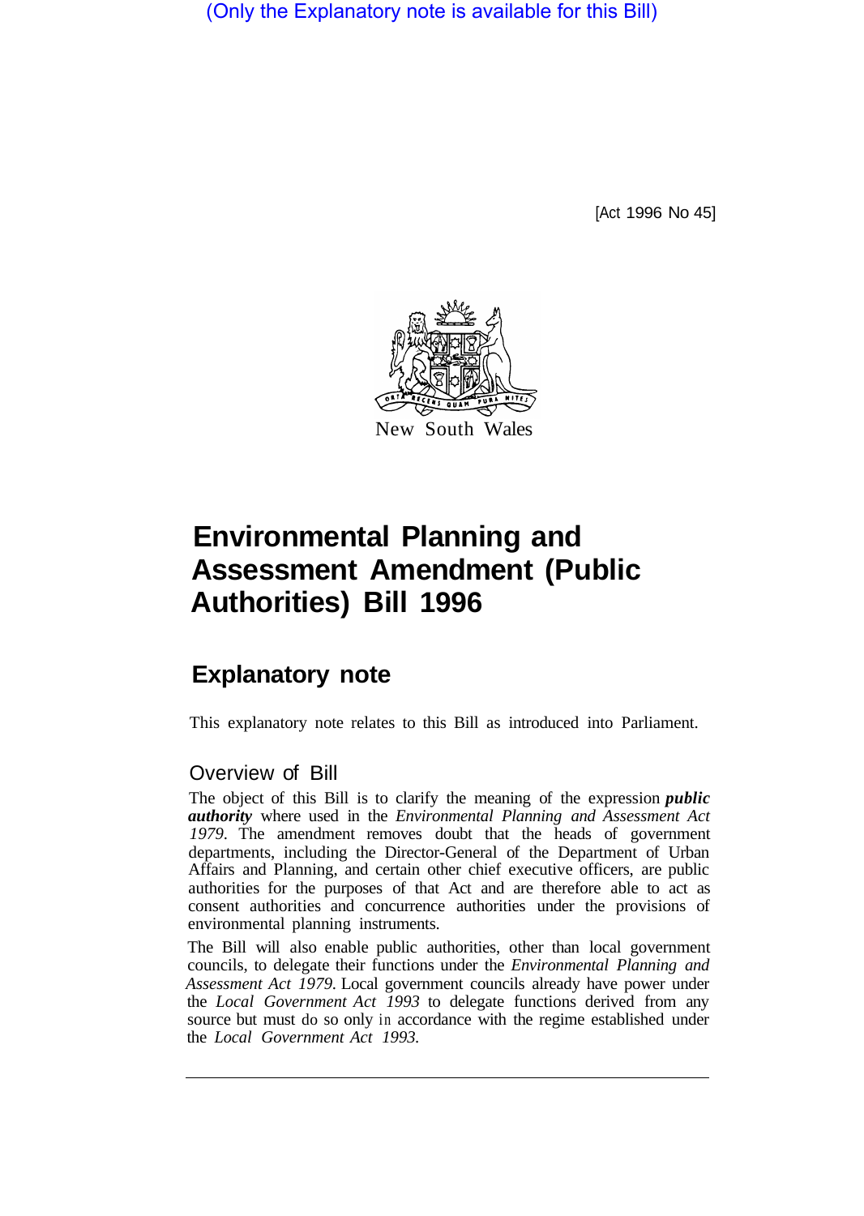(Only the Explanatory note is available for this Bill)

[Act 1996 No 45]

New South Wales

# Environmental Planning and Assessment Amendment (Public Authorities) Bill 1996

## Explanatory note

This explanatory note relates to this Bill as introduced into Parliament.

### Overview of Bill

The object of this Bill is to clarify the meaning of the expression ***public authority*** where used in the *Environmental Planning and Assessment Act 1979*. The amendment removes doubt that the heads of government departments, including the Director-General of the Department of Urban Affairs and Planning, and certain other chief executive officers, are public authorities for the purposes of that Act and are therefore able to act as consent authorities and concurrence authorities under the provisions of environmental planning instruments.

The Bill will also enable public authorities, other than local government councils, to delegate their functions under the *Environmental Planning and Assessment Act 1979*. Local government councils already have power under the *Local Government Act 1993* to delegate functions derived from any source but must do so only in accordance with the regime established under the *Local Government Act 1993*.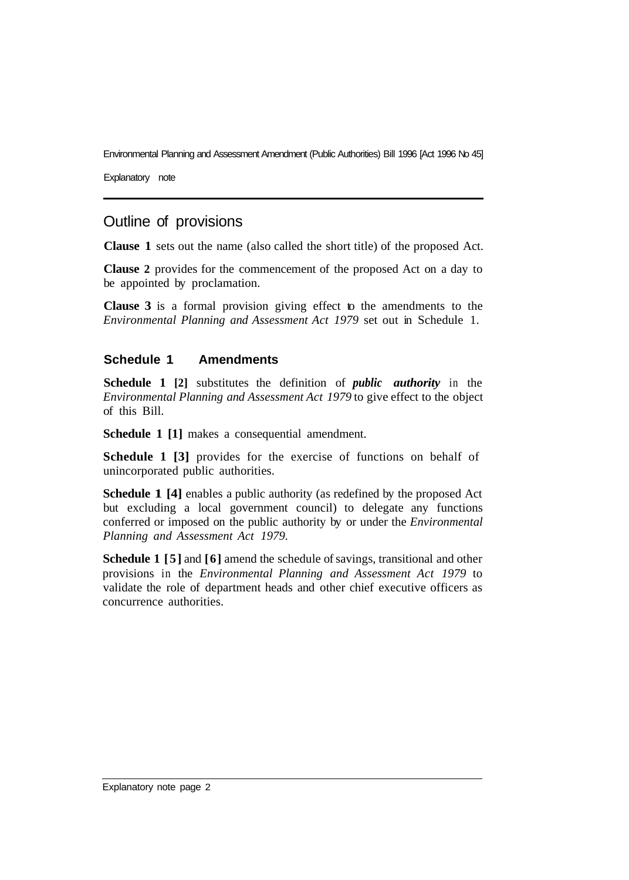## Outline of provisions

**Clause 1** sets out the name (also called the short title) of the proposed Act.

**Clause 2** provides for the commencement of the proposed Act on a day to be appointed by proclamation.

**Clause 3** is a formal provision giving effect to the amendments to the *Environmental Planning and Assessment Act 1979* set out in Schedule 1.

### Schedule 1 Amendments

**Schedule 1 [2]** substitutes the definition of ***public authority*** in the *Environmental Planning and Assessment Act 1979* to give effect to the object of this Bill.

**Schedule 1 [1]** makes a consequential amendment.

**Schedule 1 [3]** provides for the exercise of functions on behalf of unincorporated public authorities.

**Schedule 1 [4]** enables a public authority (as redefined by the proposed Act but excluding a local government council) to delegate any functions conferred or imposed on the public authority by or under the *Environmental Planning and Assessment Act 1979.*

**Schedule 1 [5]** and **[6]** amend the schedule of savings, transitional and other provisions in the *Environmental Planning and Assessment Act 1979* to validate the role of department heads and other chief executive officers as concurrence authorities.